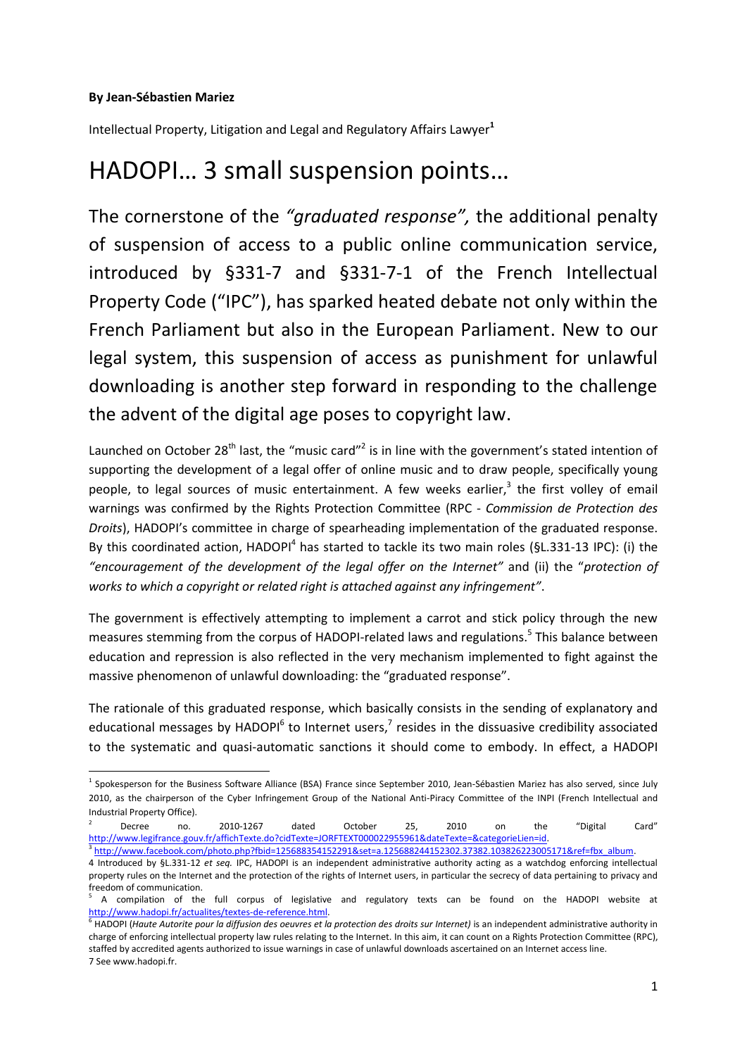**By Jean-Sébastien Mariez**

Intellectual Property, Litigation and Legal and Regulatory Affairs Lawyer[1]

# HADOPI… 3 small suspension points…

The cornerstone of the *"graduated response",* the additional penalty of suspension of access to a public online communication service, introduced by §331-7 and §331-7-1 of the French Intellectual Property Code ("IPC"), has sparked heated debate not only within the French Parliament but also in the European Parliament. New to our legal system, this suspension of access as punishment for unlawful downloading is another step forward in responding to the challenge the advent of the digital age poses to copyright law.

Launched on October 28th last, the "music card"[2] is in line with the government's stated intention of supporting the development of a legal offer of online music and to draw people, specifically young people, to legal sources of music entertainment. A few weeks earlier,[3] the first volley of email warnings was confirmed by the Rights Protection Committee (RPC - *Commission de Protection des Droits*), HADOPI's committee in charge of spearheading implementation of the graduated response. By this coordinated action, HADOPI[4] has started to tackle its two main roles (§L.331-13 IPC): (i) the *"encouragement of the development of the legal offer on the Internet"* and (ii) the "*protection of works to which a copyright or related right is attached against any infringement"*.

The government is effectively attempting to implement a carrot and stick policy through the new measures stemming from the corpus of HADOPI-related laws and regulations.[5] This balance between education and repression is also reflected in the very mechanism implemented to fight against the massive phenomenon of unlawful downloading: the "graduated response".

The rationale of this graduated response, which basically consists in the sending of explanatory and educational messages by HADOPI[6] to Internet users,[7] resides in the dissuasive credibility associated to the systematic and quasi-automatic sanctions it should come to embody. In effect, a HADOPI

---

[1] Spokesperson for the Business Software Alliance (BSA) France since September 2010, Jean-Sébastien Mariez has also served, since July 2010, as the chairperson of the Cyber Infringement Group of the National Anti-Piracy Committee of the INPI (French Intellectual and Industrial Property Office).

[2] Decree no. 2010-1267 dated October 25, 2010 on the "Digital Card" http://www.legifrance.gouv.fr/affichTexte.do?cidTexte=JORFTEXT000022955961&dateTexte=&categorieLien=id.

[3] http://www.facebook.com/photo.php?fbid=125688354152291&set=a.125688244152302.37382.103826223005171&ref=fbx_album.

[4] Introduced by §L.331-12 *et seq.* IPC, HADOPI is an independent administrative authority acting as a watchdog enforcing intellectual property rules on the Internet and the protection of the rights of Internet users, in particular the secrecy of data pertaining to privacy and freedom of communication.

[5] A compilation of the full corpus of legislative and regulatory texts can be found on the HADOPI website at http://www.hadopi.fr/actualites/textes-de-reference.html.

[6] HADOPI (*Haute Autorite pour la diffusion des oeuvres et la protection des droits sur Internet)* is an independent administrative authority in charge of enforcing intellectual property law rules relating to the Internet. In this aim, it can count on a Rights Protection Committee (RPC), staffed by accredited agents authorized to issue warnings in case of unlawful downloads ascertained on an Internet access line.

[7] See www.hadopi.fr.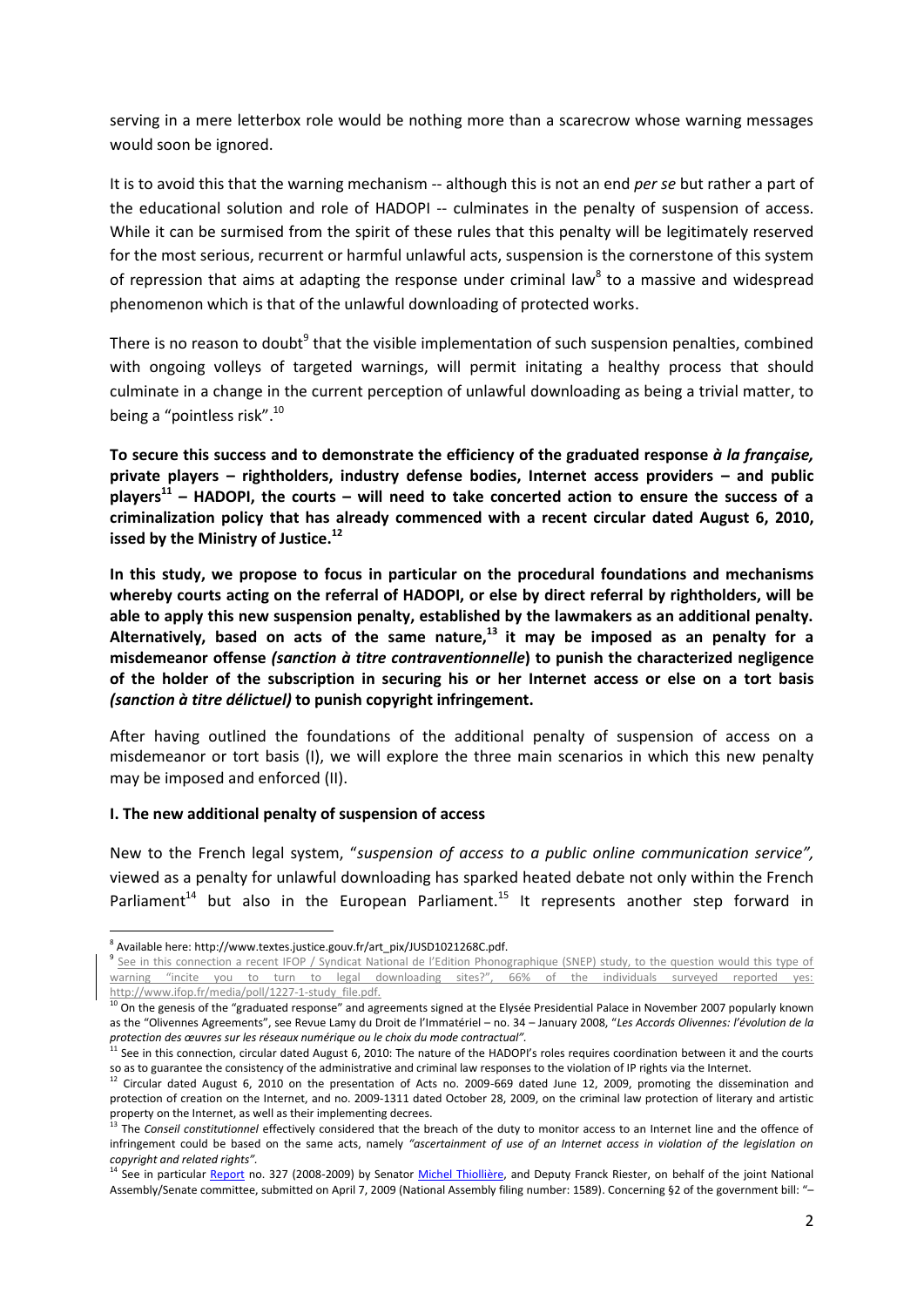serving in a mere letterbox role would be nothing more than a scarecrow whose warning messages would soon be ignored.

It is to avoid this that the warning mechanism -- although this is not an end *per se* but rather a part of the educational solution and role of HADOPI -- culminates in the penalty of suspension of access. While it can be surmised from the spirit of these rules that this penalty will be legitimately reserved for the most serious, recurrent or harmful unlawful acts, suspension is the cornerstone of this system of repression that aims at adapting the response under criminal law[8] to a massive and widespread phenomenon which is that of the unlawful downloading of protected works.

There is no reason to doubt[9] that the visible implementation of such suspension penalties, combined with ongoing volleys of targeted warnings, will permit initating a healthy process that should culminate in a change in the current perception of unlawful downloading as being a trivial matter, to being a "pointless risk".[10]

**To secure this success and to demonstrate the efficiency of the graduated response *à la française,* private players – rightholders, industry defense bodies, Internet access providers – and public players[11] – HADOPI, the courts – will need to take concerted action to ensure the success of a criminalization policy that has already commenced with a recent circular dated August 6, 2010, issed by the Ministry of Justice.[12]**

**In this study, we propose to focus in particular on the procedural foundations and mechanisms whereby courts acting on the referral of HADOPI, or else by direct referral by rightholders, will be able to apply this new suspension penalty, established by the lawmakers as an additional penalty. Alternatively, based on acts of the same nature,[13] it may be imposed as an penalty for a misdemeanor offense *(sanction à titre contraventionnelle*) to punish the characterized negligence of the holder of the subscription in securing his or her Internet access or else on a tort basis *(sanction à titre délictuel)* to punish copyright infringement.**

After having outlined the foundations of the additional penalty of suspension of access on a misdemeanor or tort basis (I), we will explore the three main scenarios in which this new penalty may be imposed and enforced (II).

## I. The new additional penalty of suspension of access

New to the French legal system, "*suspension of access to a public online communication service",* viewed as a penalty for unlawful downloading has sparked heated debate not only within the French Parliament[14] but also in the European Parliament.[15] It represents another step forward in

---

[8] Available here: http://www.textes.justice.gouv.fr/art_pix/JUSD1021268C.pdf.

[9] See in this connection a recent IFOP / Syndicat National de l'Edition Phonographique (SNEP) study, to the question would this type of warning "incite you to turn to legal downloading sites?", 66% of the individuals surveyed reported yes: http://www.ifop.fr/media/poll/1227-1-study_file.pdf.

[10] On the genesis of the "graduated response" and agreements signed at the Elysée Presidential Palace in November 2007 popularly known as the "Olivennes Agreements", see Revue Lamy du Droit de l'Immatériel – no. 34 – January 2008, "*Les Accords Olivennes: l'évolution de la protection des œuvres sur les réseaux numérique ou le choix du mode contractual".*

[11] See in this connection, circular dated August 6, 2010: The nature of the HADOPI's roles requires coordination between it and the courts so as to guarantee the consistency of the administrative and criminal law responses to the violation of IP rights via the Internet.

[12] Circular dated August 6, 2010 on the presentation of Acts no. 2009-669 dated June 12, 2009, promoting the dissemination and protection of creation on the Internet, and no. 2009-1311 dated October 28, 2009, on the criminal law protection of literary and artistic property on the Internet, as well as their implementing decrees.

[13] The *Conseil constitutionnel* effectively considered that the breach of the duty to monitor access to an Internet line and the offence of infringement could be based on the same acts, namely *"ascertainment of use of an Internet access in violation of the legislation on copyright and related rights".*

[14] See in particular Report no. 327 (2008-2009) by Senator Michel Thiollière, and Deputy Franck Riester, on behalf of the joint National Assembly/Senate committee, submitted on April 7, 2009 (National Assembly filing number: 1589). Concerning §2 of the government bill: "–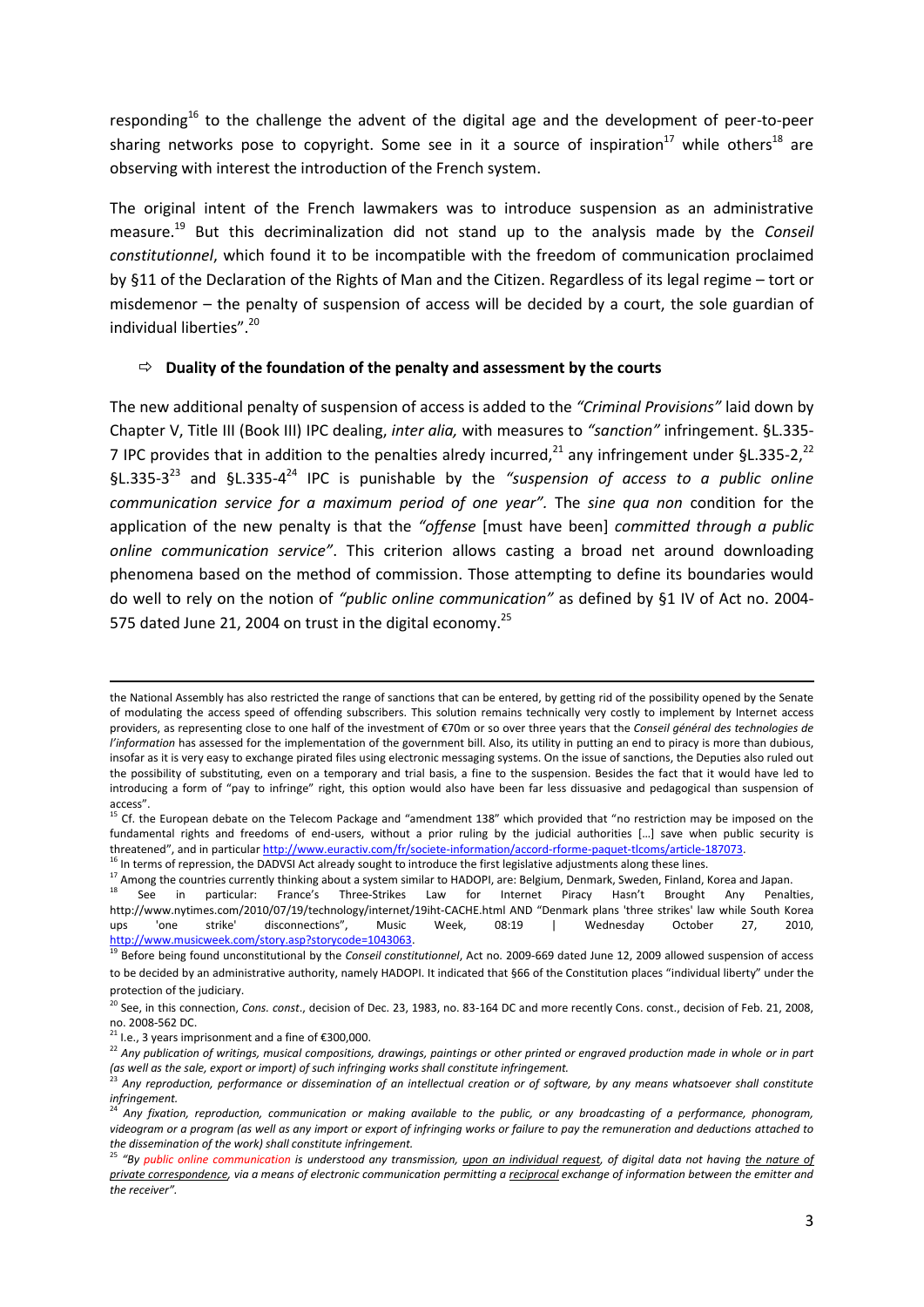responding[16] to the challenge the advent of the digital age and the development of peer-to-peer sharing networks pose to copyright. Some see in it a source of inspiration[17] while others[18] are observing with interest the introduction of the French system.

The original intent of the French lawmakers was to introduce suspension as an administrative measure.[19] But this decriminalization did not stand up to the analysis made by the *Conseil constitutionnel*, which found it to be incompatible with the freedom of communication proclaimed by §11 of the Declaration of the Rights of Man and the Citizen. Regardless of its legal regime – tort or misdemenor – the penalty of suspension of access will be decided by a court, the sole guardian of individual liberties".[20]

⇨ **Duality of the foundation of the penalty and assessment by the courts**

The new additional penalty of suspension of access is added to the *"Criminal Provisions"* laid down by Chapter V, Title III (Book III) IPC dealing, *inter alia,* with measures to *"sanction"* infringement. §L.335-7 IPC provides that in addition to the penalties alredy incurred,[21] any infringement under §L.335-2,[22] §L.335-3[23] and §L.335-4[24] IPC is punishable by the *"suspension of access to a public online communication service for a maximum period of one year"*. The *sine qua non* condition for the application of the new penalty is that the *"offense* [must have been] *committed through a public online communication service"*. This criterion allows casting a broad net around downloading phenomena based on the method of commission. Those attempting to define its boundaries would do well to rely on the notion of *"public online communication"* as defined by §1 IV of Act no. 2004-575 dated June 21, 2004 on trust in the digital economy.[25]

---

the National Assembly has also restricted the range of sanctions that can be entered, by getting rid of the possibility opened by the Senate of modulating the access speed of offending subscribers. This solution remains technically very costly to implement by Internet access providers, as representing close to one half of the investment of €70m or so over three years that the *Conseil général des technologies de l'information* has assessed for the implementation of the government bill. Also, its utility in putting an end to piracy is more than dubious, insofar as it is very easy to exchange pirated files using electronic messaging systems. On the issue of sanctions, the Deputies also ruled out the possibility of substituting, even on a temporary and trial basis, a fine to the suspension. Besides the fact that it would have led to introducing a form of "pay to infringe" right, this option would also have been far less dissuasive and pedagogical than suspension of access".

[15] Cf. the European debate on the Telecom Package and "amendment 138" which provided that "no restriction may be imposed on the fundamental rights and freedoms of end-users, without a prior ruling by the judicial authorities […] save when public security is threatened", and in particular http://www.euractiv.com/fr/societe-information/accord-rforme-paquet-tlcoms/article-187073.

[16] In terms of repression, the DADVSI Act already sought to introduce the first legislative adjustments along these lines.

[17] Among the countries currently thinking about a system similar to HADOPI, are: Belgium, Denmark, Sweden, Finland, Korea and Japan.

[18] See in particular: France's Three-Strikes Law for Internet Piracy Hasn't Brought Any Penalties, http://www.nytimes.com/2010/07/19/technology/internet/19iht-CACHE.html AND "Denmark plans 'three strikes' law while South Korea ups 'one strike' disconnections", Music Week, 08:19 | Wednesday October 27, 2010, http://www.musicweek.com/story.asp?storycode=1043063.

[19] Before being found unconstitutional by the *Conseil constitutionnel*, Act no. 2009-669 dated June 12, 2009 allowed suspension of access to be decided by an administrative authority, namely HADOPI. It indicated that §66 of the Constitution places "individual liberty" under the protection of the judiciary.

[20] See, in this connection, *Cons. const*., decision of Dec. 23, 1983, no. 83-164 DC and more recently Cons. const., decision of Feb. 21, 2008, no. 2008-562 DC.

[21] I.e., 3 years imprisonment and a fine of €300,000.

[22] *Any publication of writings, musical compositions, drawings, paintings or other printed or engraved production made in whole or in part (as well as the sale, export or import) of such infringing works shall constitute infringement.*

[23] *Any reproduction, performance or dissemination of an intellectual creation or of software, by any means whatsoever shall constitute infringement.*

[24] *Any fixation, reproduction, communication or making available to the public, or any broadcasting of a performance, phonogram, videogram or a program (as well as any import or export of infringing works or failure to pay the remuneration and deductions attached to the dissemination of the work) shall constitute infringement.*

[25] *"By public online communication is understood any transmission, upon an individual request, of digital data not having the nature of private correspondence, via a means of electronic communication permitting a reciprocal exchange of information between the emitter and the receiver".*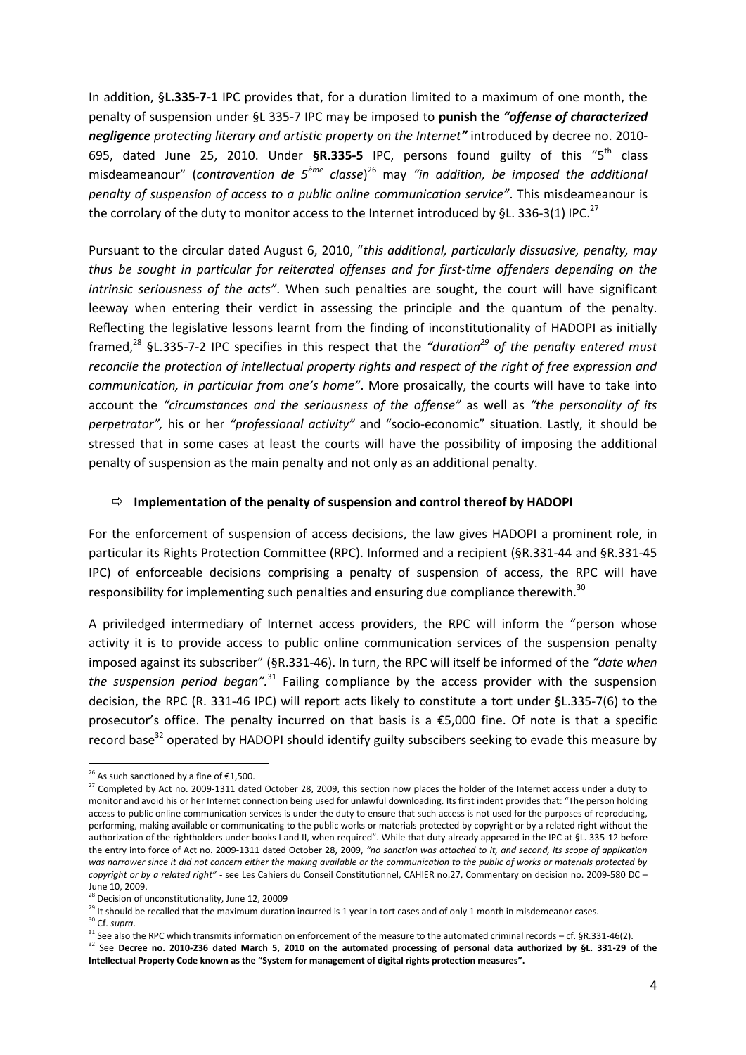In addition, §**L.335-7-1** IPC provides that, for a duration limited to a maximum of one month, the penalty of suspension under §L 335-7 IPC may be imposed to **punish the** ***"offense of characterized negligence*** *protecting literary and artistic property on the Internet****"*** introduced by decree no. 2010-695, dated June 25, 2010. Under **§R.335-5** IPC, persons found guilty of this "5th class misdeameanour" (*contravention de 5ème classe*)[26] may *"in addition, be imposed the additional penalty of suspension of access to a public online communication service"*. This misdeameanour is the corrolary of the duty to monitor access to the Internet introduced by §L. 336-3(1) IPC.[27]

Pursuant to the circular dated August 6, 2010, "*this additional, particularly dissuasive, penalty, may thus be sought in particular for reiterated offenses and for first-time offenders depending on the intrinsic seriousness of the acts"*. When such penalties are sought, the court will have significant leeway when entering their verdict in assessing the principle and the quantum of the penalty. Reflecting the legislative lessons learnt from the finding of inconstitutionality of HADOPI as initially framed,[28] §L.335-7-2 IPC specifies in this respect that the *"duration[29] of the penalty entered must reconcile the protection of intellectual property rights and respect of the right of free expression and communication, in particular from one's home"*. More prosaically, the courts will have to take into account the *"circumstances and the seriousness of the offense"* as well as *"the personality of its perpetrator",* his or her *"professional activity"* and "socio-economic" situation. Lastly, it should be stressed that in some cases at least the courts will have the possibility of imposing the additional penalty of suspension as the main penalty and not only as an additional penalty.

⇨ **Implementation of the penalty of suspension and control thereof by HADOPI**

For the enforcement of suspension of access decisions, the law gives HADOPI a prominent role, in particular its Rights Protection Committee (RPC). Informed and a recipient (§R.331-44 and §R.331-45 IPC) of enforceable decisions comprising a penalty of suspension of access, the RPC will have responsibility for implementing such penalties and ensuring due compliance therewith.[30]

A priviledged intermediary of Internet access providers, the RPC will inform the "person whose activity it is to provide access to public online communication services of the suspension penalty imposed against its subscriber" (§R.331-46). In turn, the RPC will itself be informed of the *"date when the suspension period began"*.[31] Failing compliance by the access provider with the suspension decision, the RPC (R. 331-46 IPC) will report acts likely to constitute a tort under §L.335-7(6) to the prosecutor's office. The penalty incurred on that basis is a €5,000 fine. Of note is that a specific record base[32] operated by HADOPI should identify guilty subscibers seeking to evade this measure by

---

[26] As such sanctioned by a fine of €1,500.

[27] Completed by Act no. 2009-1311 dated October 28, 2009, this section now places the holder of the Internet access under a duty to monitor and avoid his or her Internet connection being used for unlawful downloading. Its first indent provides that: "The person holding access to public online communication services is under the duty to ensure that such access is not used for the purposes of reproducing, performing, making available or communicating to the public works or materials protected by copyright or by a related right without the authorization of the rightholders under books I and II, when required". While that duty already appeared in the IPC at §L. 335-12 before the entry into force of Act no. 2009-1311 dated October 28, 2009, *"no sanction was attached to it, and second, its scope of application was narrower since it did not concern either the making available or the communication to the public of works or materials protected by copyright or by a related right"* - see Les Cahiers du Conseil Constitutionnel, CAHIER no.27, Commentary on decision no. 2009-580 DC – June 10, 2009.

[28] Decision of unconstitutionality, June 12, 20009

[29] It should be recalled that the maximum duration incurred is 1 year in tort cases and of only 1 month in misdemeanor cases.

[30] Cf. *supra*.

[31] See also the RPC which transmits information on enforcement of the measure to the automated criminal records – cf. §R.331-46(2).

[32] See **Decree no. 2010-236 dated March 5, 2010 on the automated processing of personal data authorized by §L. 331-29 of the Intellectual Property Code known as the "System for management of digital rights protection measures".**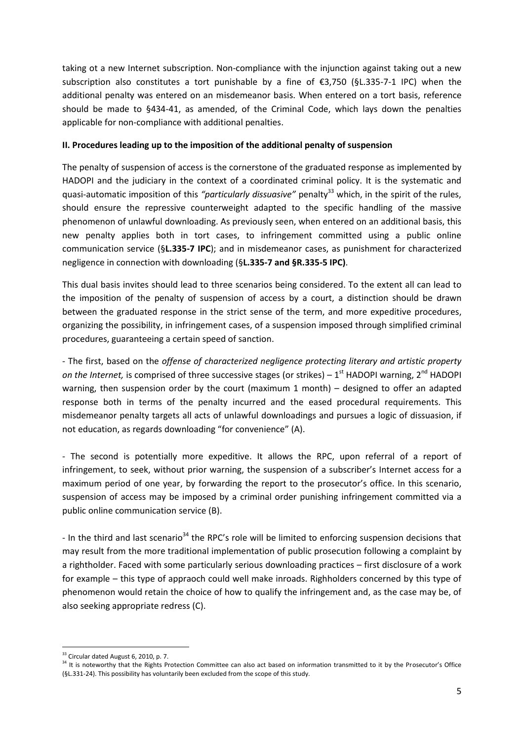taking ot a new Internet subscription. Non-compliance with the injunction against taking out a new subscription also constitutes a tort punishable by a fine of €3,750 (§L.335-7-1 IPC) when the additional penalty was entered on an misdemeanor basis. When entered on a tort basis, reference should be made to §434-41, as amended, of the Criminal Code, which lays down the penalties applicable for non-compliance with additional penalties.

**II. Procedures leading up to the imposition of the additional penalty of suspension**

The penalty of suspension of access is the cornerstone of the graduated response as implemented by HADOPI and the judiciary in the context of a coordinated criminal policy. It is the systematic and quasi-automatic imposition of this *"particularly dissuasive"* penalty[33] which, in the spirit of the rules, should ensure the repressive counterweight adapted to the specific handling of the massive phenomenon of unlawful downloading. As previously seen, when entered on an additional basis, this new penalty applies both in tort cases, to infringement committed using a public online communication service (§**L.335-7 IPC**); and in misdemeanor cases, as punishment for characterized negligence in connection with downloading (§**L.335-7 and §R.335-5 IPC)**.

This dual basis invites should lead to three scenarios being considered. To the extent all can lead to the imposition of the penalty of suspension of access by a court, a distinction should be drawn between the graduated response in the strict sense of the term, and more expeditive procedures, organizing the possibility, in infringement cases, of a suspension imposed through simplified criminal procedures, guaranteeing a certain speed of sanction.

- The first, based on the *offense of characterized negligence protecting literary and artistic property on the Internet,* is comprised of three successive stages (or strikes) – 1st HADOPI warning, 2nd HADOPI warning, then suspension order by the court (maximum 1 month) – designed to offer an adapted response both in terms of the penalty incurred and the eased procedural requirements. This misdemeanor penalty targets all acts of unlawful downloadings and pursues a logic of dissuasion, if not education, as regards downloading "for convenience" (A).

- The second is potentially more expeditive. It allows the RPC, upon referral of a report of infringement, to seek, without prior warning, the suspension of a subscriber's Internet access for a maximum period of one year, by forwarding the report to the prosecutor's office. In this scenario, suspension of access may be imposed by a criminal order punishing infringement committed via a public online communication service (B).

- In the third and last scenario[34] the RPC's role will be limited to enforcing suspension decisions that may result from the more traditional implementation of public prosecution following a complaint by a rightholder. Faced with some particularly serious downloading practices – first disclosure of a work for example – this type of appraoch could well make inroads. Righholders concerned by this type of phenomenon would retain the choice of how to qualify the infringement and, as the case may be, of also seeking appropriate redress (C).

---

[33] Circular dated August 6, 2010, p. 7.

[34] It is noteworthy that the Rights Protection Committee can also act based on information transmitted to it by the Prosecutor's Office (§L.331-24). This possibility has voluntarily been excluded from the scope of this study.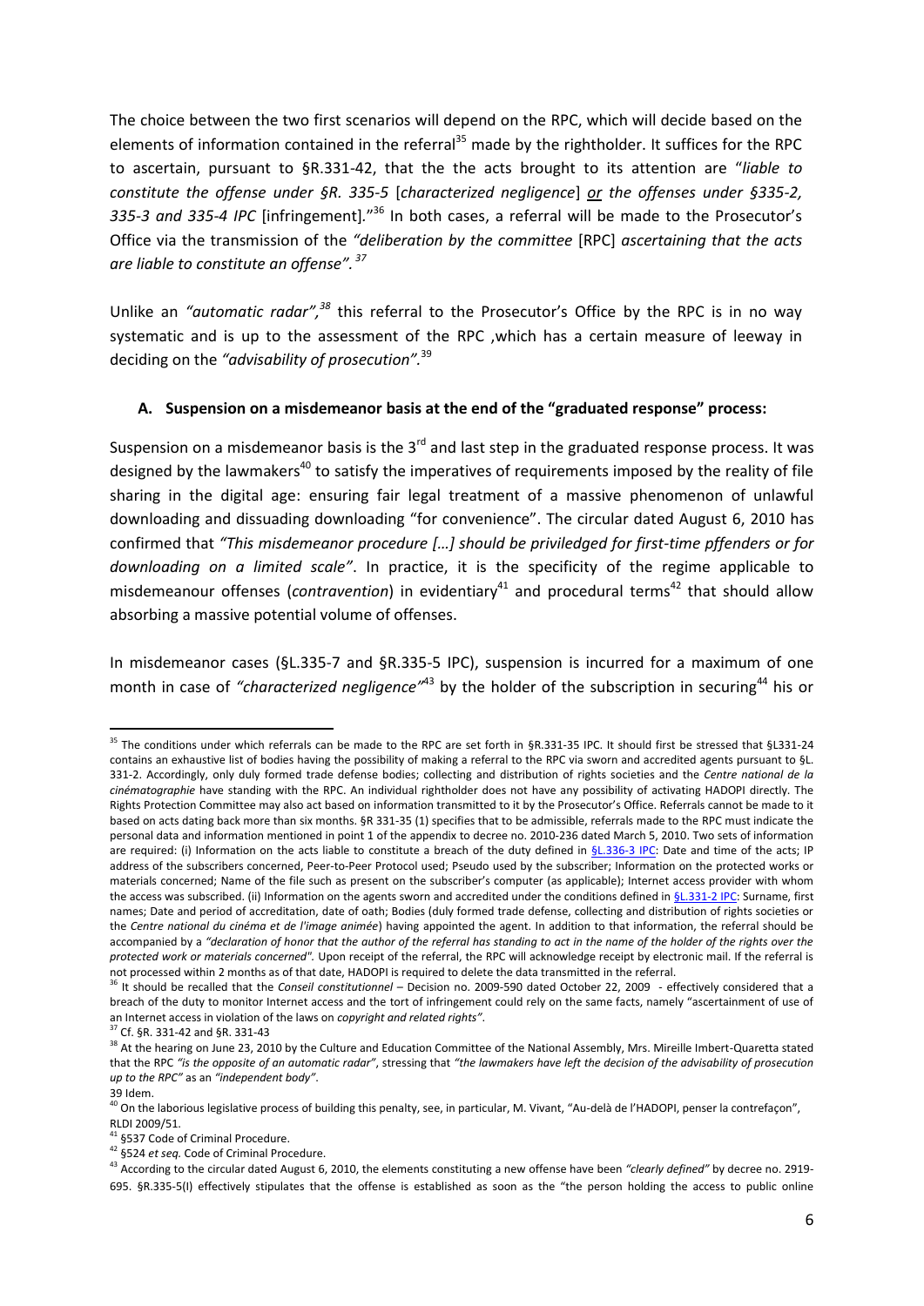The choice between the two first scenarios will depend on the RPC, which will decide based on the elements of information contained in the referral[35] made by the rightholder. It suffices for the RPC to ascertain, pursuant to §R.331-42, that the the acts brought to its attention are "*liable to constitute the offense under §R. 335-5* [*characterized negligence*] *or the offenses under §335-2, 335-3 and 335-4 IPC* [infringement]."[36] In both cases, a referral will be made to the Prosecutor's Office via the transmission of the *"deliberation by the committee* [RPC] *ascertaining that the acts are liable to constitute an offense"*. [37]

Unlike an *"automatic radar"*,[38] this referral to the Prosecutor's Office by the RPC is in no way systematic and is up to the assessment of the RPC ,which has a certain measure of leeway in deciding on the *"advisability of prosecution"*.[39]

### A. Suspension on a misdemeanor basis at the end of the "graduated response" process:

Suspension on a misdemeanor basis is the 3rd and last step in the graduated response process. It was designed by the lawmakers[40] to satisfy the imperatives of requirements imposed by the reality of file sharing in the digital age: ensuring fair legal treatment of a massive phenomenon of unlawful downloading and dissuading downloading "for convenience". The circular dated August 6, 2010 has confirmed that *"This misdemeanor procedure […] should be priviledged for first-time pffenders or for downloading on a limited scale"*. In practice, it is the specificity of the regime applicable to misdemeanour offenses (*contravention*) in evidentiary[41] and procedural terms[42] that should allow absorbing a massive potential volume of offenses.

In misdemeanor cases (§L.335-7 and §R.335-5 IPC), suspension is incurred for a maximum of one month in case of *"characterized negligence"*[43] by the holder of the subscription in securing[44] his or

---

[35] The conditions under which referrals can be made to the RPC are set forth in §R.331-35 IPC. It should first be stressed that §L331-24 contains an exhaustive list of bodies having the possibility of making a referral to the RPC via sworn and accredited agents pursuant to §L. 331-2. Accordingly, only duly formed trade defense bodies; collecting and distribution of rights societies and the *Centre national de la cinématographie* have standing with the RPC. An individual rightholder does not have any possibility of activating HADOPI directly. The Rights Protection Committee may also act based on information transmitted to it by the Prosecutor's Office. Referrals cannot be made to it based on acts dating back more than six months. §R 331-35 (1) specifies that to be admissible, referrals made to the RPC must indicate the personal data and information mentioned in point 1 of the appendix to decree no. 2010-236 dated March 5, 2010. Two sets of information are required: (i) Information on the acts liable to constitute a breach of the duty defined in §L.336-3 IPC: Date and time of the acts; IP address of the subscribers concerned, Peer-to-Peer Protocol used; Pseudo used by the subscriber; Information on the protected works or materials concerned; Name of the file such as present on the subscriber's computer (as applicable); Internet access provider with whom the access was subscribed. (ii) Information on the agents sworn and accredited under the conditions defined in §L.331-2 IPC: Surname, first names; Date and period of accreditation, date of oath; Bodies (duly formed trade defense, collecting and distribution of rights societies or the *Centre national du cinéma et de l'image animée*) having appointed the agent. In addition to that information, the referral should be accompanied by a *"declaration of honor that the author of the referral has standing to act in the name of the holder of the rights over the protected work or materials concerned"*. Upon receipt of the referral, the RPC will acknowledge receipt by electronic mail. If the referral is not processed within 2 months as of that date, HADOPI is required to delete the data transmitted in the referral.

[36] It should be recalled that the *Conseil constitutionnel* – Decision no. 2009-590 dated October 22, 2009 - effectively considered that a breach of the duty to monitor Internet access and the tort of infringement could rely on the same facts, namely "ascertainment of use of an Internet access in violation of the laws on *copyright and related rights"*.

[37] Cf. §R. 331-42 and §R. 331-43

[38] At the hearing on June 23, 2010 by the Culture and Education Committee of the National Assembly, Mrs. Mireille Imbert-Quaretta stated that the RPC *"is the opposite of an automatic radar"*, stressing that *"the lawmakers have left the decision of the advisability of prosecution up to the RPC"* as an *"independent body"*.

[39] Idem.

[40] On the laborious legislative process of building this penalty, see, in particular, M. Vivant, "Au-delà de l'HADOPI, penser la contrefaçon", RLDI 2009/51.

[41] §537 Code of Criminal Procedure.

[42] §524 *et seq.* Code of Criminal Procedure.

[43] According to the circular dated August 6, 2010, the elements constituting a new offense have been *"clearly defined"* by decree no. 2919-695. §R.335-5(I) effectively stipulates that the offense is established as soon as the "the person holding the access to public online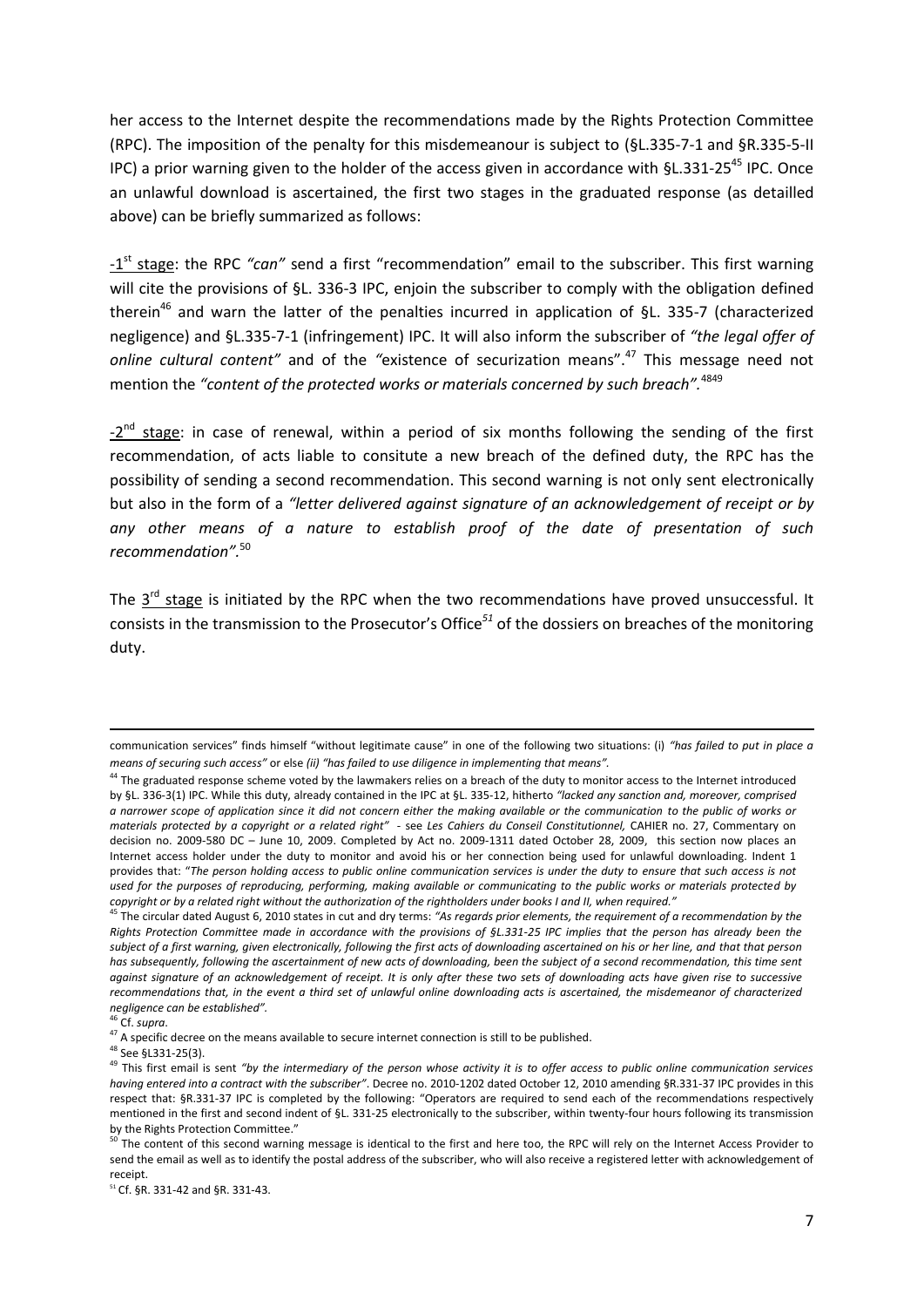her access to the Internet despite the recommendations made by the Rights Protection Committee (RPC). The imposition of the penalty for this misdemeanour is subject to (§L.335-7-1 and §R.335-5-II IPC) a prior warning given to the holder of the access given in accordance with §L.331-25[45] IPC. Once an unlawful download is ascertained, the first two stages in the graduated response (as detailled above) can be briefly summarized as follows:

-1st stage: the RPC *"can"* send a first "recommendation" email to the subscriber. This first warning will cite the provisions of §L. 336-3 IPC, enjoin the subscriber to comply with the obligation defined therein[46] and warn the latter of the penalties incurred in application of §L. 335-7 (characterized negligence) and §L.335-7-1 (infringement) IPC. It will also inform the subscriber of *"the legal offer of online cultural content"* and of the *"*existence of securization means".[47] This message need not mention the *"content of the protected works or materials concerned by such breach"*.[48][49]

-2nd stage: in case of renewal, within a period of six months following the sending of the first recommendation, of acts liable to consitute a new breach of the defined duty, the RPC has the possibility of sending a second recommendation. This second warning is not only sent electronically but also in the form of a *"letter delivered against signature of an acknowledgement of receipt or by any other means of a nature to establish proof of the date of presentation of such recommendation"*.[50]

The 3rd stage is initiated by the RPC when the two recommendations have proved unsuccessful. It consists in the transmission to the Prosecutor's Office[51] of the dossiers on breaches of the monitoring duty.

---

communication services" finds himself "without legitimate cause" in one of the following two situations: (i) *"has failed to put in place a means of securing such access"* or else *(ii) "has failed to use diligence in implementing that means".*

[44] The graduated response scheme voted by the lawmakers relies on a breach of the duty to monitor access to the Internet introduced by §L. 336-3(1) IPC. While this duty, already contained in the IPC at §L. 335-12, hitherto *"lacked any sanction and, moreover, comprised a narrower scope of application since it did not concern either the making available or the communication to the public of works or materials protected by a copyright or a related right"* - see *Les Cahiers du Conseil Constitutionnel,* CAHIER no. 27, Commentary on decision no. 2009-580 DC – June 10, 2009. Completed by Act no. 2009-1311 dated October 28, 2009, this section now places an Internet access holder under the duty to monitor and avoid his or her connection being used for unlawful downloading. Indent 1 provides that: "*The person holding access to public online communication services is under the duty to ensure that such access is not used for the purposes of reproducing, performing, making available or communicating to the public works or materials protected by copyright or by a related right without the authorization of the rightholders under books I and II, when required."*

[45] The circular dated August 6, 2010 states in cut and dry terms: *"As regards prior elements, the requirement of a recommendation by the Rights Protection Committee made in accordance with the provisions of §L.331-25 IPC implies that the person has already been the subject of a first warning, given electronically, following the first acts of downloading ascertained on his or her line, and that that person has subsequently, following the ascertainment of new acts of downloading, been the subject of a second recommendation, this time sent against signature of an acknowledgement of receipt. It is only after these two sets of downloading acts have given rise to successive recommendations that, in the event a third set of unlawful online downloading acts is ascertained, the misdemeanor of characterized negligence can be established".*

[46] Cf. *supra*.

[47] A specific decree on the means available to secure internet connection is still to be published.

[48] See §L331-25(3).

[49] This first email is sent *"by the intermediary of the person whose activity it is to offer access to public online communication services having entered into a contract with the subscriber"*. Decree no. 2010-1202 dated October 12, 2010 amending §R.331-37 IPC provides in this respect that: §R.331-37 IPC is completed by the following: "Operators are required to send each of the recommendations respectively mentioned in the first and second indent of §L. 331-25 electronically to the subscriber, within twenty-four hours following its transmission by the Rights Protection Committee."

[50] The content of this second warning message is identical to the first and here too, the RPC will rely on the Internet Access Provider to send the email as well as to identify the postal address of the subscriber, who will also receive a registered letter with acknowledgement of receipt.

[51] Cf. §R. 331-42 and §R. 331-43.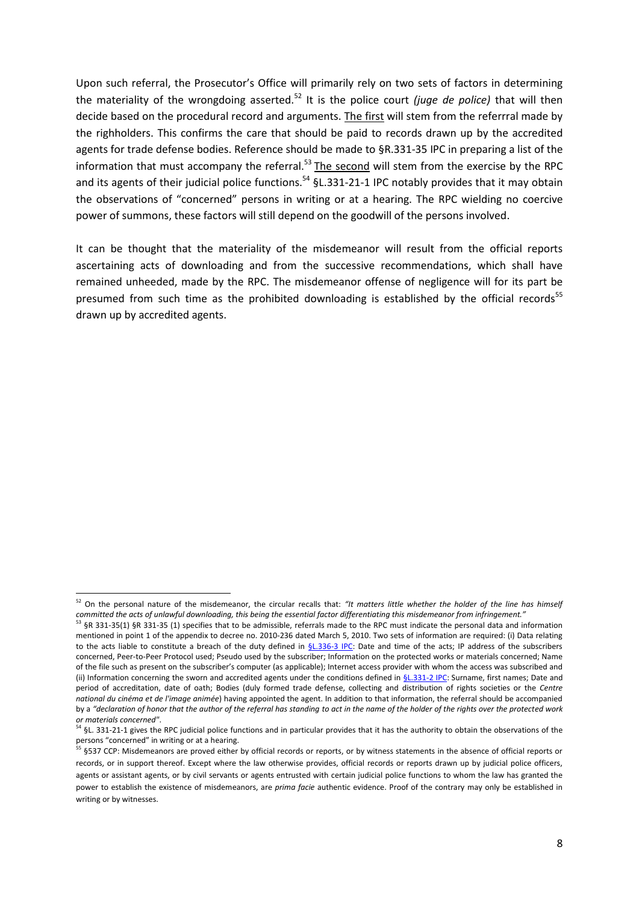Upon such referral, the Prosecutor's Office will primarily rely on two sets of factors in determining the materiality of the wrongdoing asserted.[52] It is the police court *(juge de police)* that will then decide based on the procedural record and arguments. The first will stem from the referrral made by the righholders. This confirms the care that should be paid to records drawn up by the accredited agents for trade defense bodies. Reference should be made to §R.331-35 IPC in preparing a list of the information that must accompany the referral.[53] The second will stem from the exercise by the RPC and its agents of their judicial police functions.[54] §L.331-21-1 IPC notably provides that it may obtain the observations of "concerned" persons in writing or at a hearing. The RPC wielding no coercive power of summons, these factors will still depend on the goodwill of the persons involved.

It can be thought that the materiality of the misdemeanor will result from the official reports ascertaining acts of downloading and from the successive recommendations, which shall have remained unheeded, made by the RPC. The misdemeanor offense of negligence will for its part be presumed from such time as the prohibited downloading is established by the official records[55] drawn up by accredited agents.

---

[52] On the personal nature of the misdemeanor, the circular recalls that: *"It matters little whether the holder of the line has himself committed the acts of unlawful downloading, this being the essential factor differentiating this misdemeanor from infringement."*

[53] §R 331-35(1) §R 331-35 (1) specifies that to be admissible, referrals made to the RPC must indicate the personal data and information mentioned in point 1 of the appendix to decree no. 2010-236 dated March 5, 2010. Two sets of information are required: (i) Data relating to the acts liable to constitute a breach of the duty defined in §L.336-3 IPC: Date and time of the acts; IP address of the subscribers concerned, Peer-to-Peer Protocol used; Pseudo used by the subscriber; Information on the protected works or materials concerned; Name of the file such as present on the subscriber's computer (as applicable); Internet access provider with whom the access was subscribed and (ii) Information concerning the sworn and accredited agents under the conditions defined in §L.331-2 IPC: Surname, first names; Date and period of accreditation, date of oath; Bodies (duly formed trade defense, collecting and distribution of rights societies or the *Centre national du cinéma et de l'image animée*) having appointed the agent. In addition to that information, the referral should be accompanied by a *"declaration of honor that the author of the referral has standing to act in the name of the holder of the rights over the protected work or materials concerned"*.

[54] §L. 331-21-1 gives the RPC judicial police functions and in particular provides that it has the authority to obtain the observations of the persons "concerned" in writing or at a hearing.

[55] §537 CCP: Misdemeanors are proved either by official records or reports, or by witness statements in the absence of official reports or records, or in support thereof. Except where the law otherwise provides, official records or reports drawn up by judicial police officers, agents or assistant agents, or by civil servants or agents entrusted with certain judicial police functions to whom the law has granted the power to establish the existence of misdemeanors, are *prima facie* authentic evidence. Proof of the contrary may only be established in writing or by witnesses.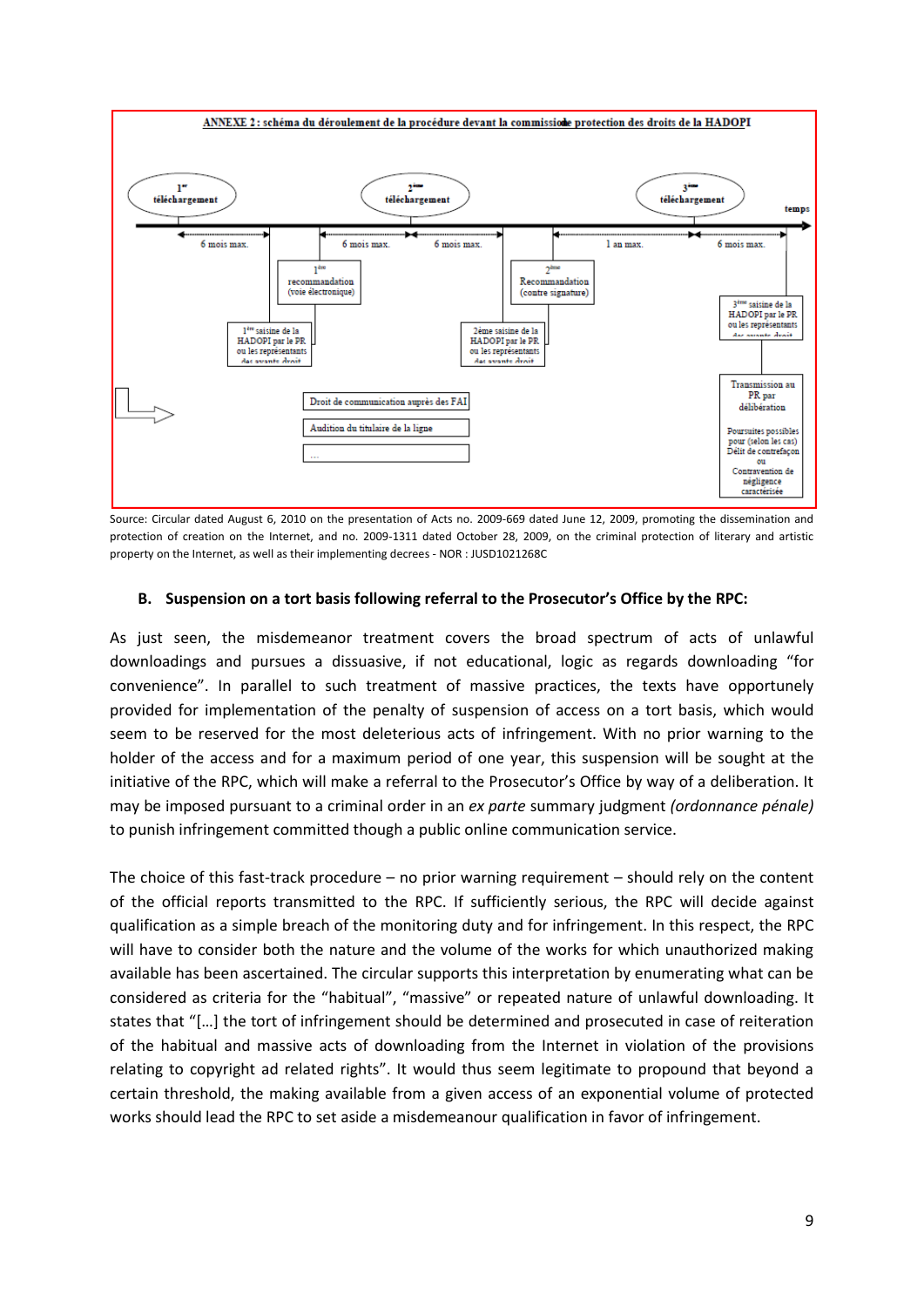ANNEXE 2 : schéma du déroulement de la procédure devant la commission de protection des droits de la HADOPI

1[er] téléchargement — 2[ème] téléchargement — 3[ème] téléchargement — temps

6 mois max. — 6 mois max. — 6 mois max. — 1 an max. — 6 mois max.

1[ère] saisine de la HADOPI par le PR ou les représentants des ayants droit

1[ère] recommandation (voie électronique)

2ème saisine de la HADOPI par le PR ou les représentants des ayants droit

2[ème] Recommandation (contre signature)

3[ème] saisine de la HADOPI par le PR ou les représentants des ayants droit

Transmission au PR par délibération

Poursuites possibles pour (selon les cas) Délit de contrefaçon ou Contravention de négligence caractérisée

Droit de communication auprès des FAI

Audition du titulaire de la ligne

…

Source: Circular dated August 6, 2010 on the presentation of Acts no. 2009-669 dated June 12, 2009, promoting the dissemination and protection of creation on the Internet, and no. 2009-1311 dated October 28, 2009, on the criminal protection of literary and artistic property on the Internet, as well as their implementing decrees - NOR : JUSD1021268C

### B. Suspension on a tort basis following referral to the Prosecutor's Office by the RPC:

As just seen, the misdemeanor treatment covers the broad spectrum of acts of unlawful downloadings and pursues a dissuasive, if not educational, logic as regards downloading "for convenience". In parallel to such treatment of massive practices, the texts have opportunely provided for implementation of the penalty of suspension of access on a tort basis, which would seem to be reserved for the most deleterious acts of infringement. With no prior warning to the holder of the access and for a maximum period of one year, this suspension will be sought at the initiative of the RPC, which will make a referral to the Prosecutor's Office by way of a deliberation. It may be imposed pursuant to a criminal order in an *ex parte* summary judgment *(ordonnance pénale)* to punish infringement committed though a public online communication service.

The choice of this fast-track procedure – no prior warning requirement – should rely on the content of the official reports transmitted to the RPC. If sufficiently serious, the RPC will decide against qualification as a simple breach of the monitoring duty and for infringement. In this respect, the RPC will have to consider both the nature and the volume of the works for which unauthorized making available has been ascertained. The circular supports this interpretation by enumerating what can be considered as criteria for the "habitual", "massive" or repeated nature of unlawful downloading. It states that "[…] the tort of infringement should be determined and prosecuted in case of reiteration of the habitual and massive acts of downloading from the Internet in violation of the provisions relating to copyright ad related rights". It would thus seem legitimate to propound that beyond a certain threshold, the making available from a given access of an exponential volume of protected works should lead the RPC to set aside a misdemeanour qualification in favor of infringement.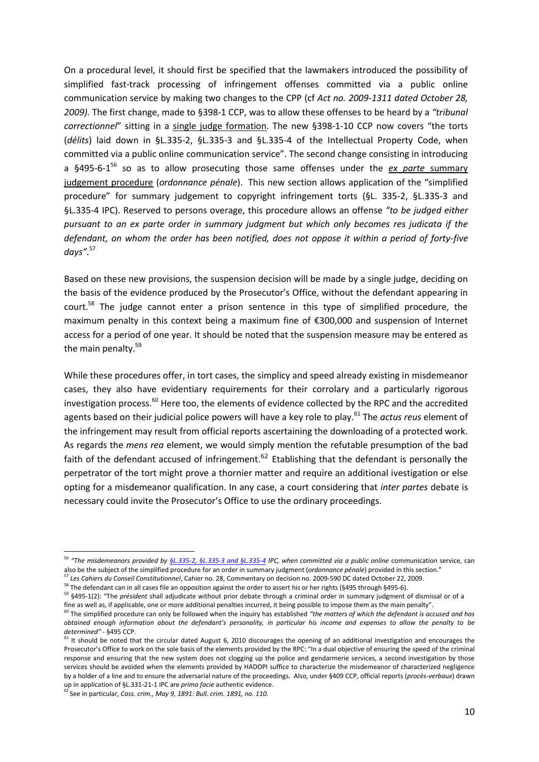On a procedural level, it should first be specified that the lawmakers introduced the possibility of simplified fast-track processing of infringement offenses committed via a public online communication service by making two changes to the CPP (cf *Act no. 2009-1311 dated October 28, 2009).* The first change, made to §398-1 CCP, was to allow these offenses to be heard by a *"tribunal correctionnel*" sitting in a single judge formation. The new §398-1-10 CCP now covers "the torts (*délits*) laid down in §L.335-2, §L.335-3 and §L.335-4 of the Intellectual Property Code, when committed via a public online communication service". The second change consisting in introducing a §495-6-1[56] so as to allow prosecuting those same offenses under the *ex parte* summary judgement procedure (*ordonnance pénale*). This new section allows application of the "simplified procedure" for summary judgement to copyright infringement torts (§L. 335-2, §L.335-3 and §L.335-4 IPC). Reserved to persons overage, this procedure allows an offense *"to be judged either pursuant to an ex parte order in summary judgment but which only becomes res judicata if the defendant, on whom the order has been notified, does not oppose it within a period of forty-five days"*.[57]

Based on these new provisions, the suspension decision will be made by a single judge, deciding on the basis of the evidence produced by the Prosecutor's Office, without the defendant appearing in court.[58] The judge cannot enter a prison sentence in this type of simplified procedure, the maximum penalty in this context being a maximum fine of €300,000 and suspension of Internet access for a period of one year. It should be noted that the suspension measure may be entered as the main penalty.[59]

While these procedures offer, in tort cases, the simplicy and speed already existing in misdemeanor cases, they also have evidentiary requirements for their corrolary and a particularly rigorous investigation process.[60] Here too, the elements of evidence collected by the RPC and the accredited agents based on their judicial police powers will have a key role to play.[61] The *actus reus* element of the infringement may result from official reports ascertaining the downloading of a protected work. As regards the *mens rea* element, we would simply mention the refutable presumption of the bad faith of the defendant accused of infringement.[62] Establishing that the defendant is personally the perpetrator of the tort might prove a thornier matter and require an additional ivestigation or else opting for a misdemeanor qualification. In any case, a court considering that *inter partes* debate is necessary could invite the Prosecutor's Office to use the ordinary proceedings.

---

[56] *"The misdemeanors provided by §L.335-2, §L.335-3 and §L.335-4 IPC, when committed via a public online* communication service, can also be the subject of the simplified procedure for an order in summary judgment (*ordonnance pénale*) provided in this section."

[57] *Les Cahiers du Conseil Constitutionnel*, Cahier no. 28, Commentary on decision no. 2009-590 DC dated October 22, 2009.

[58] The defendant can in all cases file an opposition against the order to assert his or her rights (§495 through §495-6).

[59] §495-1(2): "The *président* shall adjudicate without prior debate through a criminal order in summary judgment of dismissal or of a fine as well as, if applicable, one or more additional penalties incurred, it being possible to impose them as the main penalty".

[60] The simplified procedure can only be followed when the inquiry has established *"the matters of which the defendant is accused and has obtained enough information about the defendant's personality, in particular his income and expenses to allow the penalty to be determined"* - §495 CCP.

[61] It should be noted that the circular dated August 6, 2010 discourages the opening of an additional investigation and encourages the Prosecutor's Office to work on the sole basis of the elements provided by the RPC: "In a dual objective of ensuring the speed of the criminal response and ensuring that the new system does not clogging up the police and gendarmerie services, a second investigation by those services should be avoided when the elements provided by HADOPI suffice to characterize the misdemeanor of characterized negligence by a holder of a line and to ensure the adversarial nature of the proceedings. Also, under §409 CCP, official reports (*procès-verbaux*) drawn up in application of §L.331-21-1 IPC are *prima facie* authentic evidence.

[62] See in particular, *Cass. crim., May 9, 1891: Bull. crim. 1891, no. 110.*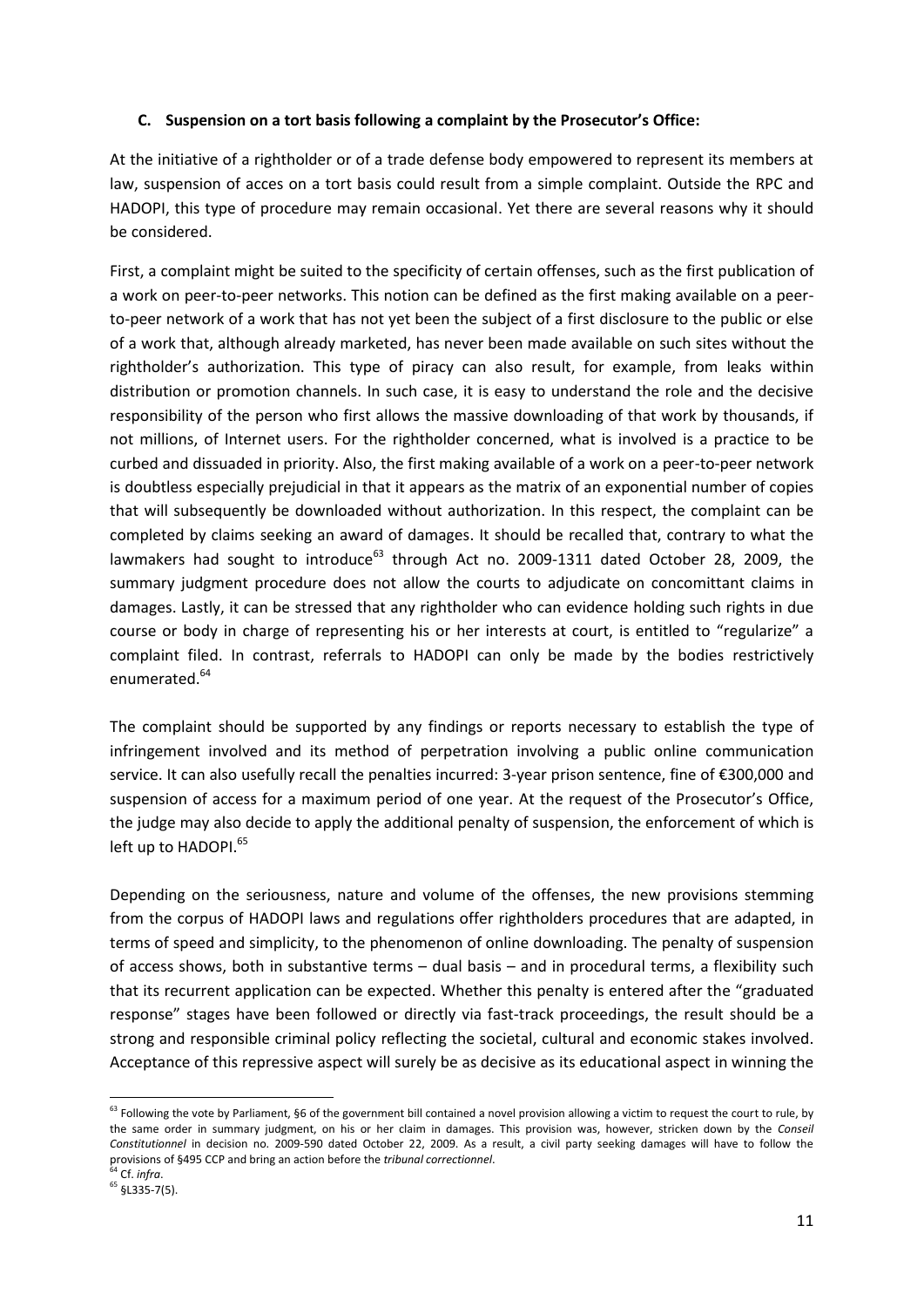#### C. Suspension on a tort basis following a complaint by the Prosecutor's Office:

At the initiative of a rightholder or of a trade defense body empowered to represent its members at law, suspension of acces on a tort basis could result from a simple complaint. Outside the RPC and HADOPI, this type of procedure may remain occasional. Yet there are several reasons why it should be considered.

First, a complaint might be suited to the specificity of certain offenses, such as the first publication of a work on peer-to-peer networks. This notion can be defined as the first making available on a peer-to-peer network of a work that has not yet been the subject of a first disclosure to the public or else of a work that, although already marketed, has never been made available on such sites without the rightholder's authorization. This type of piracy can also result, for example, from leaks within distribution or promotion channels. In such case, it is easy to understand the role and the decisive responsibility of the person who first allows the massive downloading of that work by thousands, if not millions, of Internet users. For the rightholder concerned, what is involved is a practice to be curbed and dissuaded in priority. Also, the first making available of a work on a peer-to-peer network is doubtless especially prejudicial in that it appears as the matrix of an exponential number of copies that will subsequently be downloaded without authorization. In this respect, the complaint can be completed by claims seeking an award of damages. It should be recalled that, contrary to what the lawmakers had sought to introduce[63] through Act no. 2009-1311 dated October 28, 2009, the summary judgment procedure does not allow the courts to adjudicate on concomittant claims in damages. Lastly, it can be stressed that any rightholder who can evidence holding such rights in due course or body in charge of representing his or her interests at court, is entitled to "regularize" a complaint filed. In contrast, referrals to HADOPI can only be made by the bodies restrictively enumerated.[64]

The complaint should be supported by any findings or reports necessary to establish the type of infringement involved and its method of perpetration involving a public online communication service. It can also usefully recall the penalties incurred: 3-year prison sentence, fine of €300,000 and suspension of access for a maximum period of one year. At the request of the Prosecutor's Office, the judge may also decide to apply the additional penalty of suspension, the enforcement of which is left up to HADOPI.[65]

Depending on the seriousness, nature and volume of the offenses, the new provisions stemming from the corpus of HADOPI laws and regulations offer rightholders procedures that are adapted, in terms of speed and simplicity, to the phenomenon of online downloading. The penalty of suspension of access shows, both in substantive terms – dual basis – and in procedural terms, a flexibility such that its recurrent application can be expected. Whether this penalty is entered after the "graduated response" stages have been followed or directly via fast-track proceedings, the result should be a strong and responsible criminal policy reflecting the societal, cultural and economic stakes involved. Acceptance of this repressive aspect will surely be as decisive as its educational aspect in winning the

---

[63] Following the vote by Parliament, §6 of the government bill contained a novel provision allowing a victim to request the court to rule, by the same order in summary judgment, on his or her claim in damages. This provision was, however, stricken down by the *Conseil Constitutionnel* in decision no. 2009-590 dated October 22, 2009. As a result, a civil party seeking damages will have to follow the provisions of §495 CCP and bring an action before the *tribunal correctionnel*.

[64] Cf. *infra*.

[65] §L335-7(5).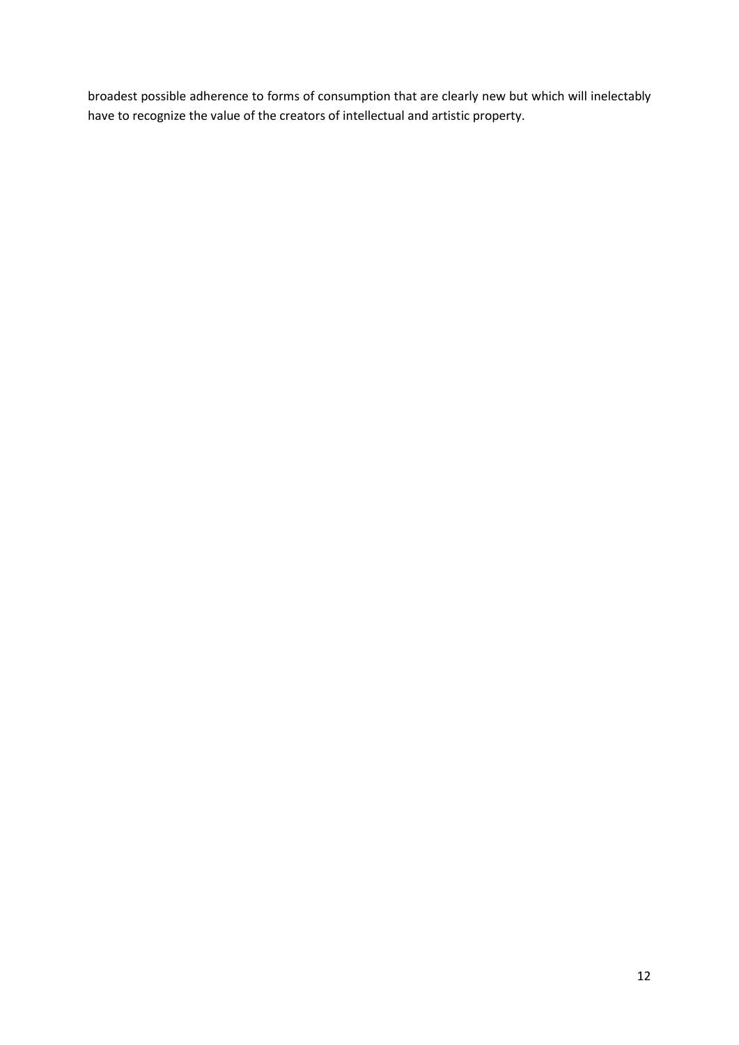broadest possible adherence to forms of consumption that are clearly new but which will inelectably have to recognize the value of the creators of intellectual and artistic property.